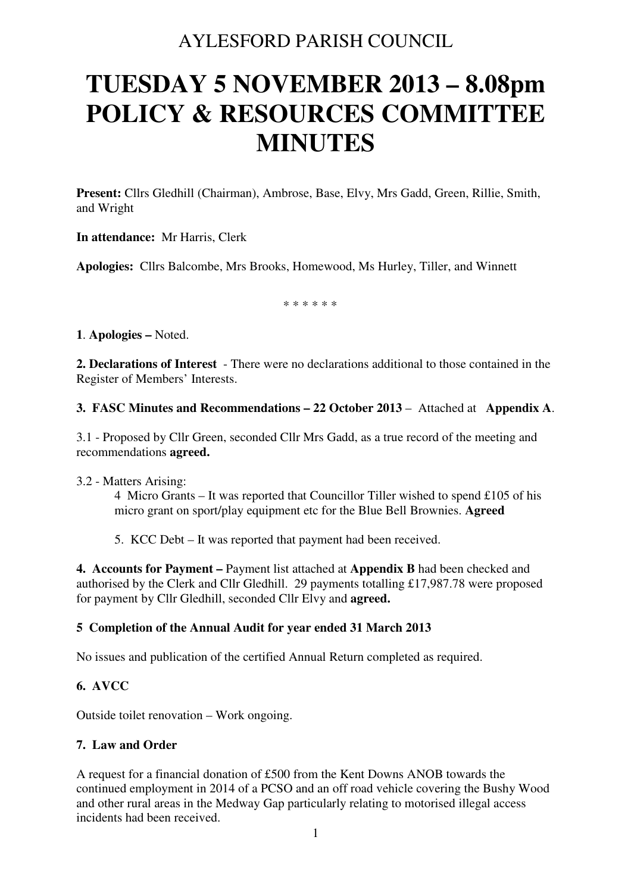AYLESFORD PARISH COUNCIL

# TUESDAY 5 NOVEMBER 2013 – 8.08pm POLICY & RESOURCES COMMITTEE MINUTES

**Present:** Cllrs Gledhill (Chairman), Ambrose, Base, Elvy, Mrs Gadd, Green, Rillie, Smith, and Wright

**In attendance:** Mr Harris, Clerk

**Apologies:** Cllrs Balcombe, Mrs Brooks, Homewood, Ms Hurley, Tiller, and Winnett

\* \* \* \* \* \*

**1**. **Apologies –** Noted.

**2. Declarations of Interest** - There were no declarations additional to those contained in the Register of Members' Interests.

**3. FASC Minutes and Recommendations – 22 October 2013** – Attached at **Appendix A**.

3.1 - Proposed by Cllr Green, seconded Cllr Mrs Gadd, as a true record of the meeting and recommendations **agreed.**

3.2 - Matters Arising:

4 Micro Grants – It was reported that Councillor Tiller wished to spend £105 of his micro grant on sport/play equipment etc for the Blue Bell Brownies. **Agreed**

5. KCC Debt – It was reported that payment had been received.

**4. Accounts for Payment –** Payment list attached at **Appendix B** had been checked and authorised by the Clerk and Cllr Gledhill. 29 payments totalling £17,987.78 were proposed for payment by Cllr Gledhill, seconded Cllr Elvy and **agreed.**

**5 Completion of the Annual Audit for year ended 31 March 2013**

No issues and publication of the certified Annual Return completed as required.

**6. AVCC**

Outside toilet renovation – Work ongoing.

**7. Law and Order**

A request for a financial donation of £500 from the Kent Downs ANOB towards the continued employment in 2014 of a PCSO and an off road vehicle covering the Bushy Wood and other rural areas in the Medway Gap particularly relating to motorised illegal access incidents had been received.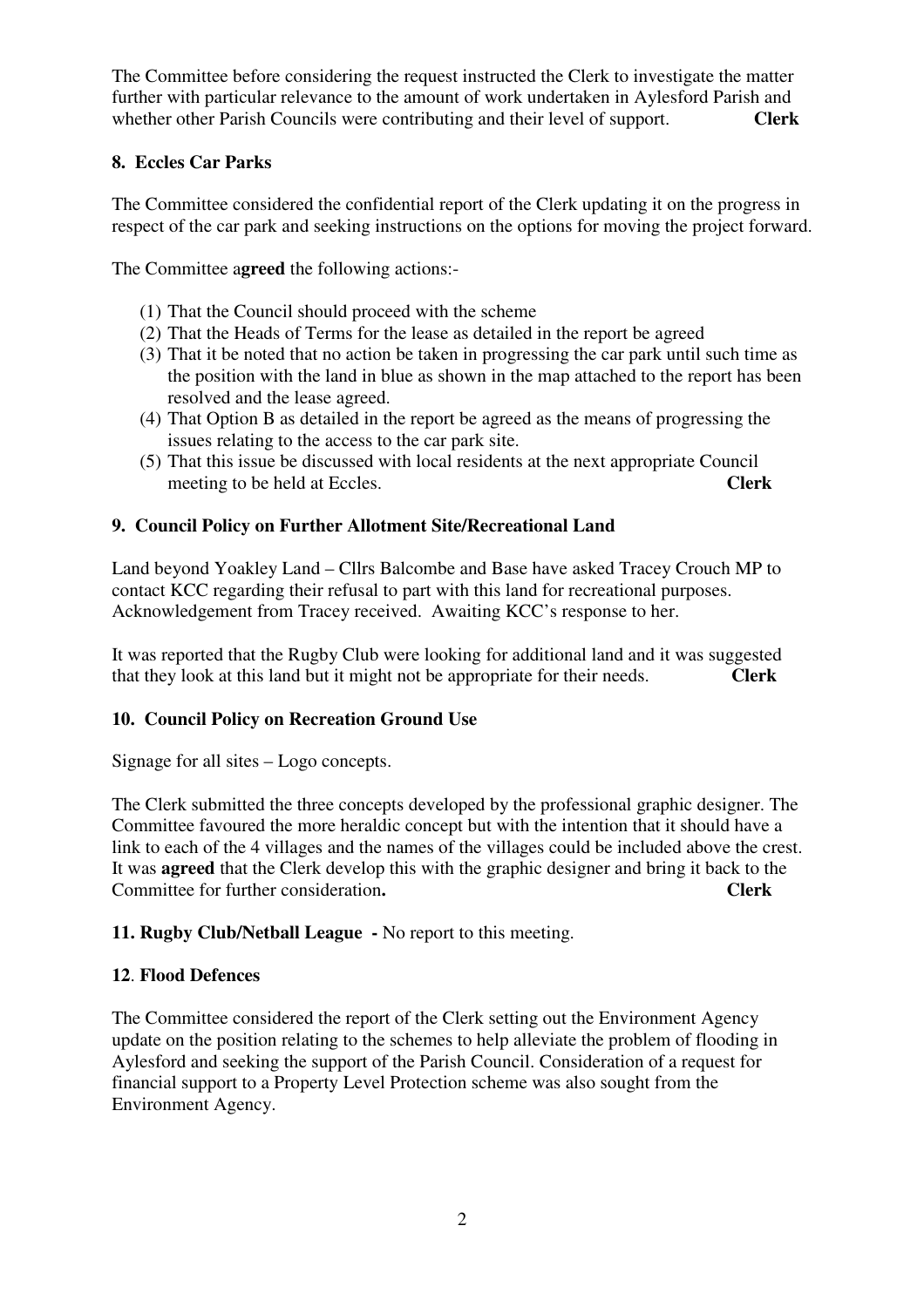The Committee before considering the request instructed the Clerk to investigate the matter further with particular relevance to the amount of work undertaken in Aylesford Parish and whether other Parish Councils were contributing and their level of support. **Clerk**

**8. Eccles Car Parks**

The Committee considered the confidential report of the Clerk updating it on the progress in respect of the car park and seeking instructions on the options for moving the project forward.

The Committee a**greed** the following actions:-

(1) That the Council should proceed with the scheme
(2) That the Heads of Terms for the lease as detailed in the report be agreed
(3) That it be noted that no action be taken in progressing the car park until such time as the position with the land in blue as shown in the map attached to the report has been resolved and the lease agreed.
(4) That Option B as detailed in the report be agreed as the means of progressing the issues relating to the access to the car park site.
(5) That this issue be discussed with local residents at the next appropriate Council meeting to be held at Eccles. **Clerk**

**9. Council Policy on Further Allotment Site/Recreational Land**

Land beyond Yoakley Land – Cllrs Balcombe and Base have asked Tracey Crouch MP to contact KCC regarding their refusal to part with this land for recreational purposes. Acknowledgement from Tracey received. Awaiting KCC's response to her.

It was reported that the Rugby Club were looking for additional land and it was suggested that they look at this land but it might not be appropriate for their needs. **Clerk**

**10. Council Policy on Recreation Ground Use**

Signage for all sites – Logo concepts.

The Clerk submitted the three concepts developed by the professional graphic designer. The Committee favoured the more heraldic concept but with the intention that it should have a link to each of the 4 villages and the names of the villages could be included above the crest. It was **agreed** that the Clerk develop this with the graphic designer and bring it back to the Committee for further consideration**.** **Clerk**

**11. Rugby Club/Netball League -** No report to this meeting.

**12**. **Flood Defences**

The Committee considered the report of the Clerk setting out the Environment Agency update on the position relating to the schemes to help alleviate the problem of flooding in Aylesford and seeking the support of the Parish Council. Consideration of a request for financial support to a Property Level Protection scheme was also sought from the Environment Agency.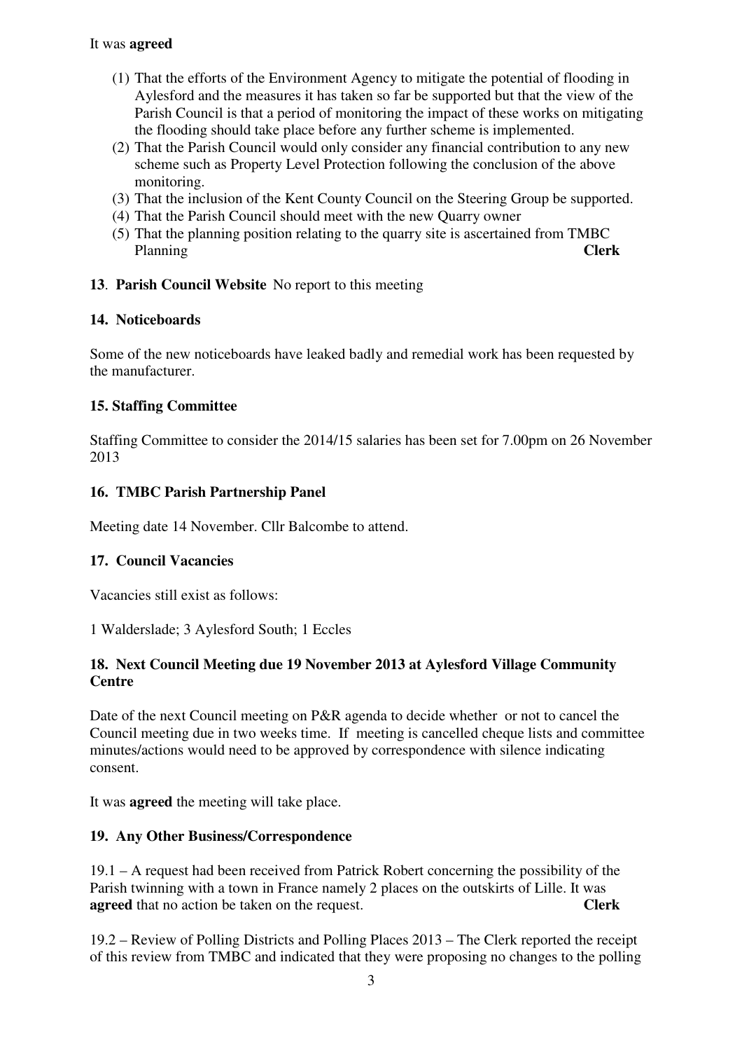It was **agreed**

1. That the efforts of the Environment Agency to mitigate the potential of flooding in Aylesford and the measures it has taken so far be supported but that the view of the Parish Council is that a period of monitoring the impact of these works on mitigating the flooding should take place before any further scheme is implemented.
2. That the Parish Council would only consider any financial contribution to any new scheme such as Property Level Protection following the conclusion of the above monitoring.
3. That the inclusion of the Kent County Council on the Steering Group be supported.
4. That the Parish Council should meet with the new Quarry owner
5. That the planning position relating to the quarry site is ascertained from TMBC Planning **Clerk**

**13**. **Parish Council Website** No report to this meeting

**14. Noticeboards**

Some of the new noticeboards have leaked badly and remedial work has been requested by the manufacturer.

**15. Staffing Committee**

Staffing Committee to consider the 2014/15 salaries has been set for 7.00pm on 26 November 2013

**16. TMBC Parish Partnership Panel**

Meeting date 14 November. Cllr Balcombe to attend.

**17. Council Vacancies**

Vacancies still exist as follows:

1 Walderslade; 3 Aylesford South; 1 Eccles

**18. Next Council Meeting due 19 November 2013 at Aylesford Village Community Centre**

Date of the next Council meeting on P&R agenda to decide whether or not to cancel the Council meeting due in two weeks time. If meeting is cancelled cheque lists and committee minutes/actions would need to be approved by correspondence with silence indicating consent.

It was **agreed** the meeting will take place.

**19. Any Other Business/Correspondence**

19.1 – A request had been received from Patrick Robert concerning the possibility of the Parish twinning with a town in France namely 2 places on the outskirts of Lille. It was **agreed** that no action be taken on the request. **Clerk**

19.2 – Review of Polling Districts and Polling Places 2013 – The Clerk reported the receipt of this review from TMBC and indicated that they were proposing no changes to the polling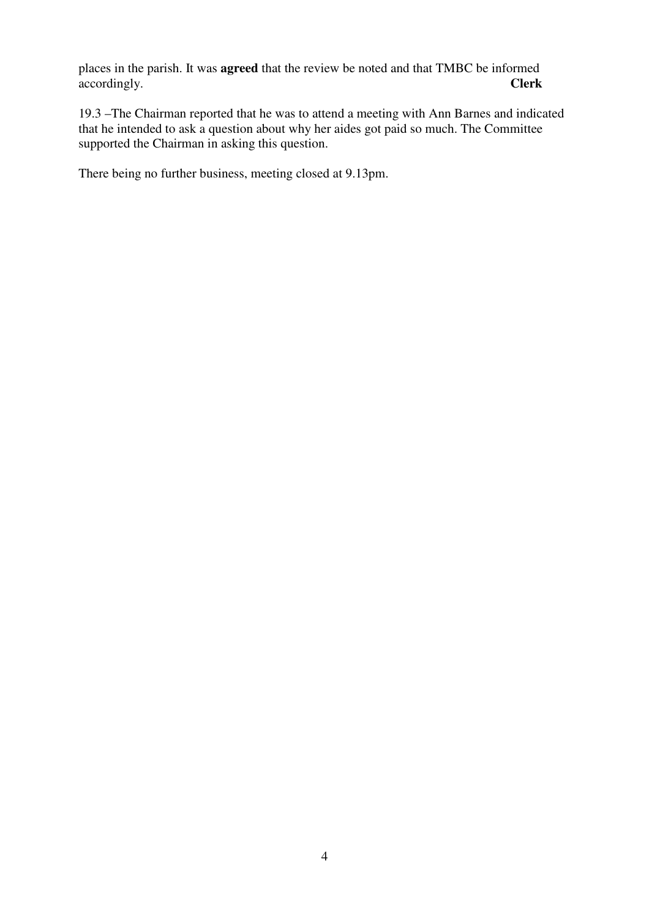places in the parish. It was **agreed** that the review be noted and that TMBC be informed accordingly. **Clerk**

19.3 –The Chairman reported that he was to attend a meeting with Ann Barnes and indicated that he intended to ask a question about why her aides got paid so much. The Committee supported the Chairman in asking this question.

There being no further business, meeting closed at 9.13pm.